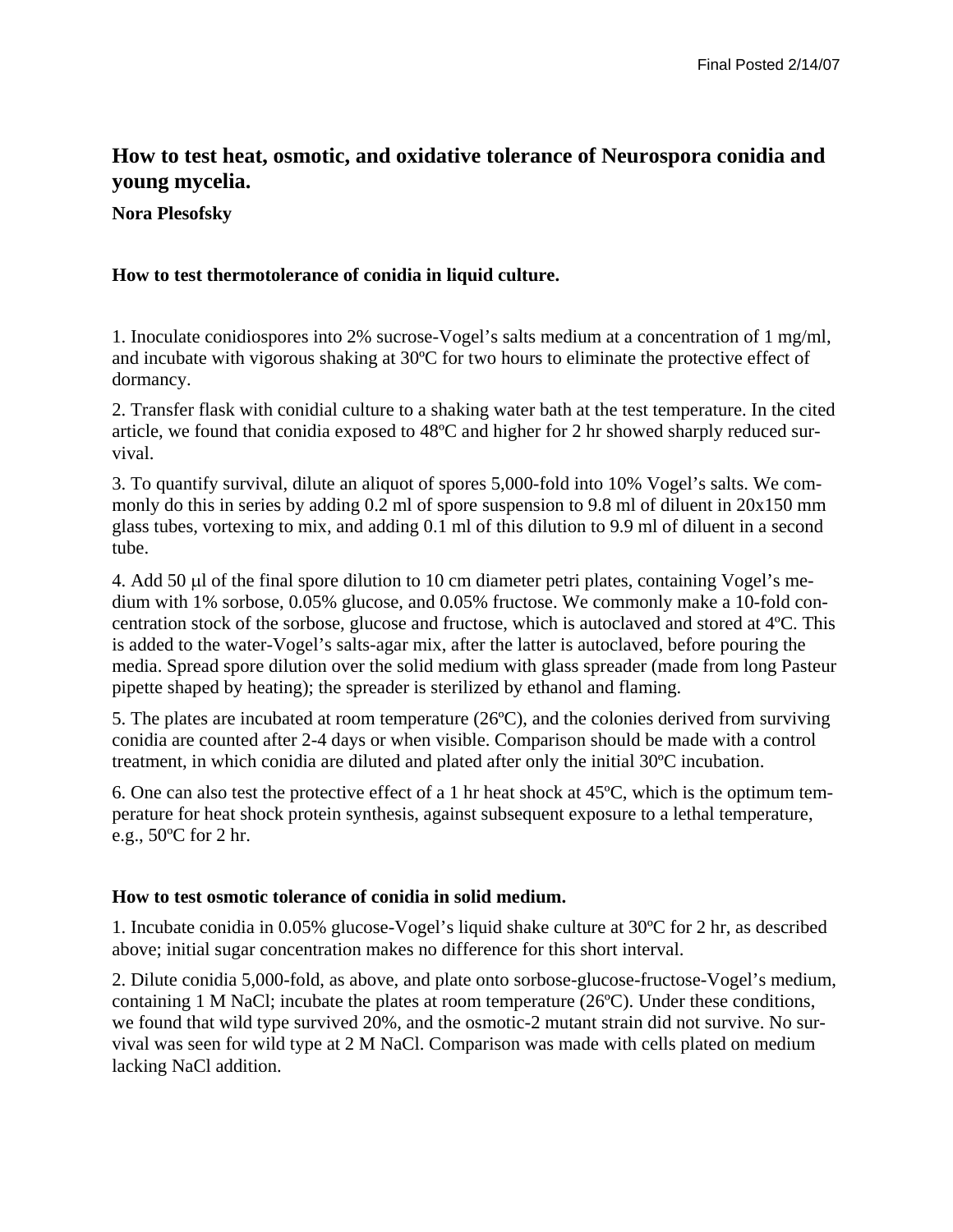# How to test heat, osmotic, and oxidative tolerance of Neurospora conidia and young mycelia.

**Nora Plesofsky**

## How to test thermotolerance of conidia in liquid culture.

1. Inoculate conidiospores into 2% sucrose-Vogel's salts medium at a concentration of 1 mg/ml, and incubate with vigorous shaking at 30ºC for two hours to eliminate the protective effect of dormancy.

2. Transfer flask with conidial culture to a shaking water bath at the test temperature. In the cited article, we found that conidia exposed to 48ºC and higher for 2 hr showed sharply reduced survival.

3. To quantify survival, dilute an aliquot of spores 5,000-fold into 10% Vogel's salts. We commonly do this in series by adding 0.2 ml of spore suspension to 9.8 ml of diluent in 20x150 mm glass tubes, vortexing to mix, and adding 0.1 ml of this dilution to 9.9 ml of diluent in a second tube.

4. Add 50 μl of the final spore dilution to 10 cm diameter petri plates, containing Vogel's medium with 1% sorbose, 0.05% glucose, and 0.05% fructose. We commonly make a 10-fold concentration stock of the sorbose, glucose and fructose, which is autoclaved and stored at 4ºC. This is added to the water-Vogel's salts-agar mix, after the latter is autoclaved, before pouring the media. Spread spore dilution over the solid medium with glass spreader (made from long Pasteur pipette shaped by heating); the spreader is sterilized by ethanol and flaming.

5. The plates are incubated at room temperature (26ºC), and the colonies derived from surviving conidia are counted after 2-4 days or when visible. Comparison should be made with a control treatment, in which conidia are diluted and plated after only the initial 30ºC incubation.

6. One can also test the protective effect of a 1 hr heat shock at 45ºC, which is the optimum temperature for heat shock protein synthesis, against subsequent exposure to a lethal temperature, e.g., 50ºC for 2 hr.

## How to test osmotic tolerance of conidia in solid medium.

1. Incubate conidia in 0.05% glucose-Vogel's liquid shake culture at 30ºC for 2 hr, as described above; initial sugar concentration makes no difference for this short interval.

2. Dilute conidia 5,000-fold, as above, and plate onto sorbose-glucose-fructose-Vogel's medium, containing 1 M NaCl; incubate the plates at room temperature (26ºC). Under these conditions, we found that wild type survived 20%, and the osmotic-2 mutant strain did not survive. No survival was seen for wild type at 2 M NaCl. Comparison was made with cells plated on medium lacking NaCl addition.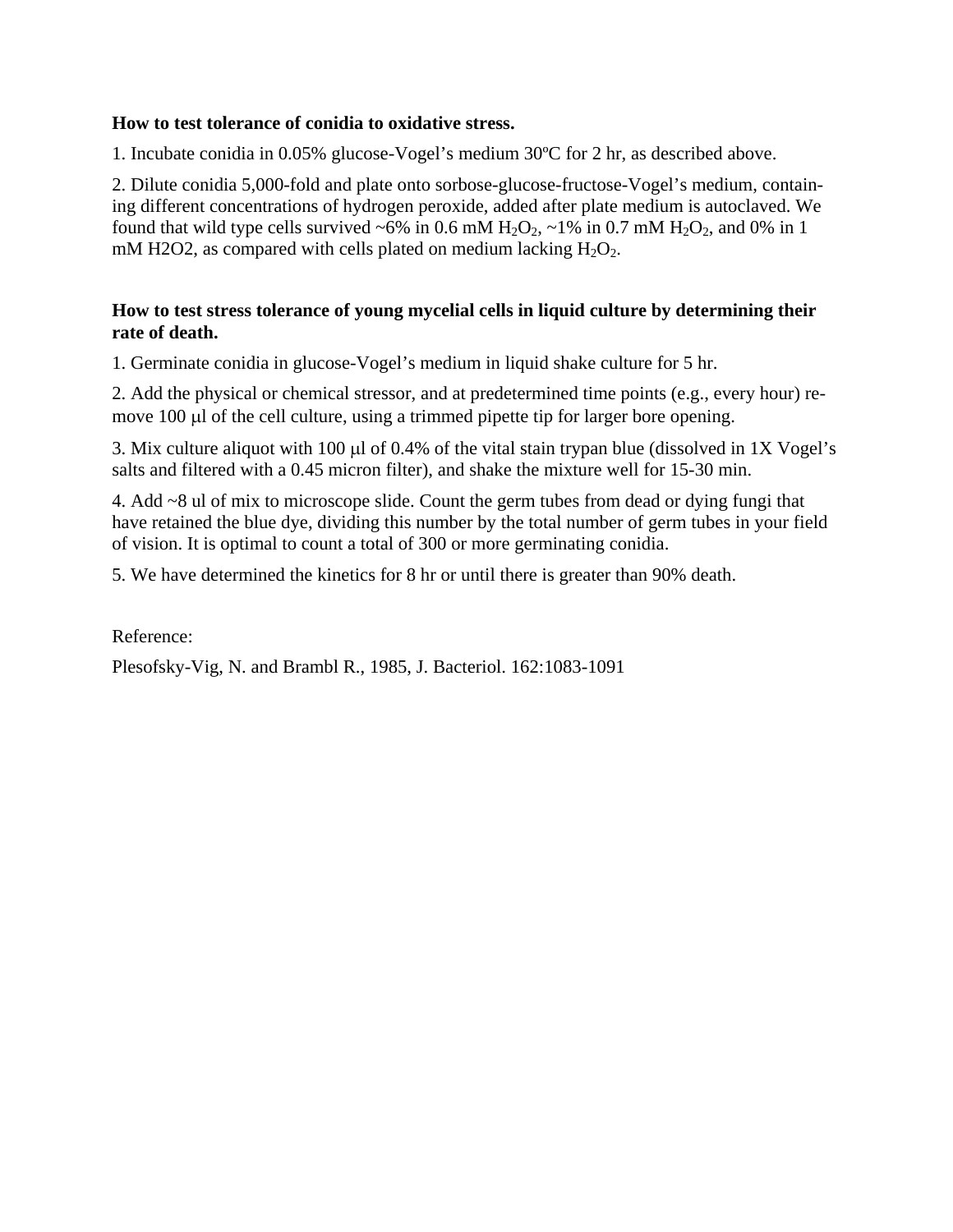**How to test tolerance of conidia to oxidative stress.**

1. Incubate conidia in 0.05% glucose-Vogel's medium 30ºC for 2 hr, as described above.

2. Dilute conidia 5,000-fold and plate onto sorbose-glucose-fructose-Vogel's medium, containing different concentrations of hydrogen peroxide, added after plate medium is autoclaved. We found that wild type cells survived ~6% in 0.6 mM $H_2O_2$, ~1% in 0.7 mM $H_2O_2$, and 0% in 1 mM H2O2, as compared with cells plated on medium lacking $H_2O_2$.

**How to test stress tolerance of young mycelial cells in liquid culture by determining their rate of death.**

1. Germinate conidia in glucose-Vogel's medium in liquid shake culture for 5 hr.

2. Add the physical or chemical stressor, and at predetermined time points (e.g., every hour) remove 100 μl of the cell culture, using a trimmed pipette tip for larger bore opening.

3. Mix culture aliquot with 100 μl of 0.4% of the vital stain trypan blue (dissolved in 1X Vogel's salts and filtered with a 0.45 micron filter), and shake the mixture well for 15-30 min.

4. Add ~8 ul of mix to microscope slide. Count the germ tubes from dead or dying fungi that have retained the blue dye, dividing this number by the total number of germ tubes in your field of vision. It is optimal to count a total of 300 or more germinating conidia.

5. We have determined the kinetics for 8 hr or until there is greater than 90% death.

Reference:

Plesofsky-Vig, N. and Brambl R., 1985, J. Bacteriol. 162:1083-1091